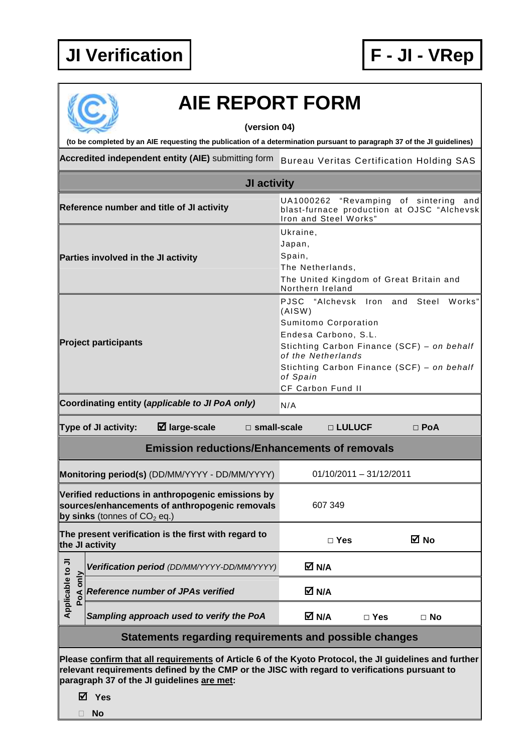# JI Verification

# F - JI - VRep

## AIE REPORT FORM

**(version 04)**

**(to be completed by an AIE requesting the publication of a determination pursuant to paragraph 37 of the JI guidelines)**

| | |
|---|---|
| **Accredited independent entity (AIE)** submitting form | Bureau Veritas Certification Holding SAS |
| **JI activity** | |
| **Reference number and title of JI activity** | UA1000262 "Revamping of sintering and blast-furnace production at OJSC "Alchevsk Iron and Steel Works" |
| **Parties involved in the JI activity** | Ukraine,<br>Japan,<br>Spain,<br>The Netherlands,<br>The United Kingdom of Great Britain and Northern Ireland |
| **Project participants** | PJSC "Alchevsk Iron and Steel Works" (AISW)<br>Sumitomo Corporation<br>Endesa Carbono, S.L.<br>Stichting Carbon Finance (SCF) – *on behalf of the Netherlands*<br>Stichting Carbon Finance (SCF) – *on behalf of Spain*<br>CF Carbon Fund II |
| **Coordinating entity (*applicable to JI PoA only*)** | N/A |

**Type of JI activity:** ☑ **large-scale** □ **small-scale** □ **LULUCF** □ **PoA**

### Emission reductions/Enhancements of removals

| | |
|---|---|
| **Monitoring period(s)** (DD/MM/YYYY - DD/MM/YYYY) | 01/10/2011 – 31/12/2011 |
| **Verified reductions in anthropogenic emissions by sources/enhancements of anthropogenic removals by sinks** (tonnes of $CO_2$ eq.) | 607 349 |
| **The present verification is the first with regard to the JI activity** | □ **Yes** ☑ **No** |
| *Applicable to JI PoA only*: ***Verification period*** *(DD/MM/YYYY-DD/MM/YYYY)* | ☑ **N/A** |
| *Applicable to JI PoA only*: ***Reference number of JPAs verified*** | ☑ **N/A** |
| *Applicable to JI PoA only*: ***Sampling approach used to verify the PoA*** | ☑ **N/A** □ **Yes** □ **No** |

### Statements regarding requirements and possible changes

**Please confirm that all requirements of Article 6 of the Kyoto Protocol, the JI guidelines and further relevant requirements defined by the CMP or the JISC with regard to verifications pursuant to paragraph 37 of the JI guidelines are met:**

☑ **Yes**

□ **No**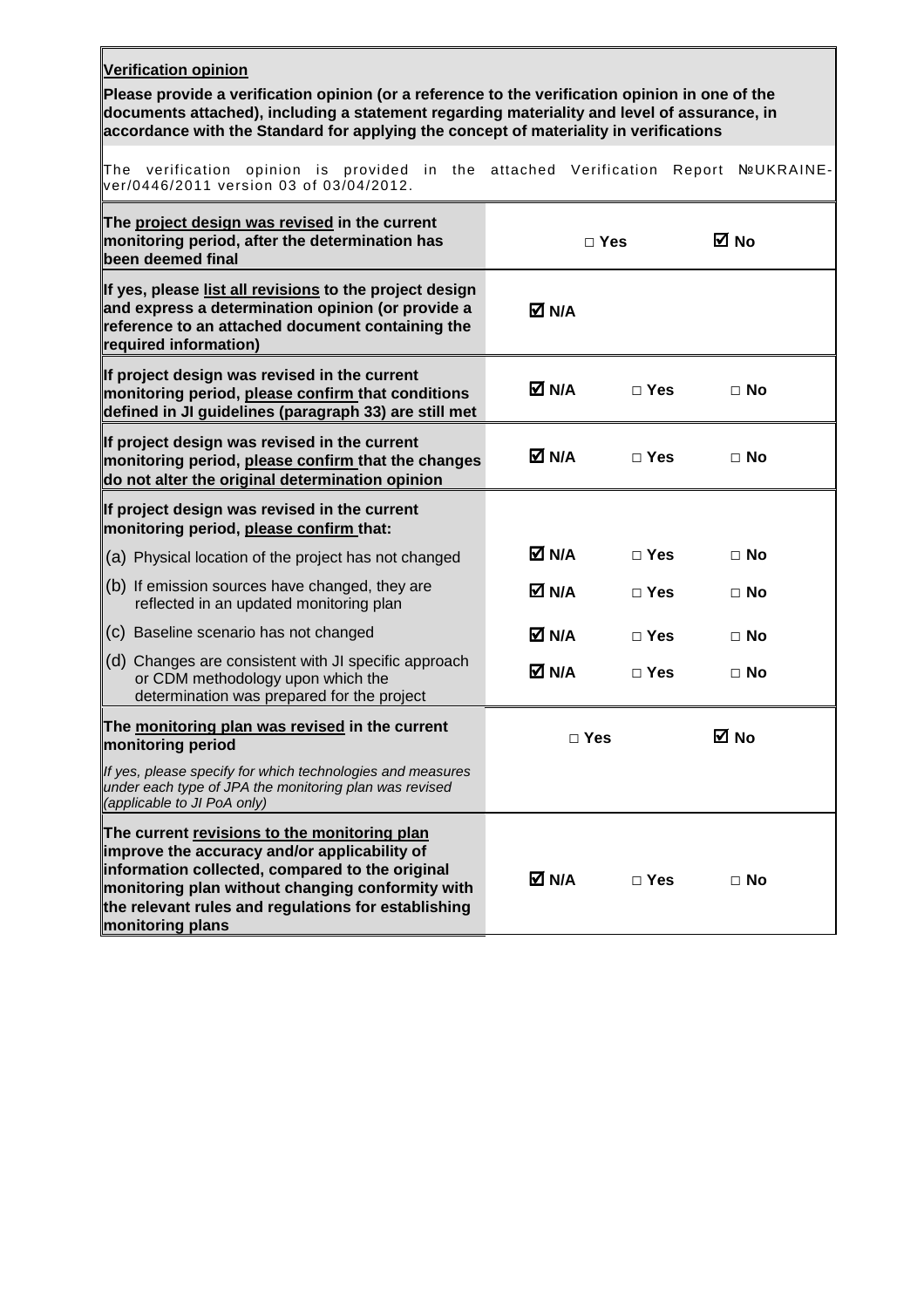| **Verification opinion**<br>**Please provide a verification opinion (or a reference to the verification opinion in one of the documents attached), including a statement regarding materiality and level of assurance, in accordance with the Standard for applying the concept of materiality in verifications** | | |
|---|---|---|
| The verification opinion is provided in the attached Verification Report №UKRAINE-ver/0446/2011 version 03 of 03/04/2012. | | |

| | | | |
|---|---|---|---|
| **The project design was revised in the current monitoring period, after the determination has been deemed final** | | □ **Yes** | ☑ **No** |
| **If yes, please list all revisions to the project design and express a determination opinion (or provide a reference to an attached document containing the required information)** | ☑ **N/A** | | |
| **If project design was revised in the current monitoring period, please confirm that conditions defined in JI guidelines (paragraph 33) are still met** | ☑ **N/A** | □ **Yes** | □ **No** |
| **If project design was revised in the current monitoring period, please confirm that the changes do not alter the original determination opinion** | ☑ **N/A** | □ **Yes** | □ **No** |
| **If project design was revised in the current monitoring period, please confirm that:** | | | |
| (a) Physical location of the project has not changed | ☑ **N/A** | □ **Yes** | □ **No** |
| (b) If emission sources have changed, they are reflected in an updated monitoring plan | ☑ **N/A** | □ **Yes** | □ **No** |
| (c) Baseline scenario has not changed | ☑ **N/A** | □ **Yes** | □ **No** |
| (d) Changes are consistent with JI specific approach or CDM methodology upon which the determination was prepared for the project | ☑ **N/A** | □ **Yes** | □ **No** |
| **The monitoring plan was revised in the current monitoring period** | | □ **Yes** | ☑ **No** |
| *If yes, please specify for which technologies and measures under each type of JPA the monitoring plan was revised (applicable to JI PoA only)* | | | |
| **The current revisions to the monitoring plan improve the accuracy and/or applicability of information collected, compared to the original monitoring plan without changing conformity with the relevant rules and regulations for establishing monitoring plans** | ☑ **N/A** | □ **Yes** | □ **No** |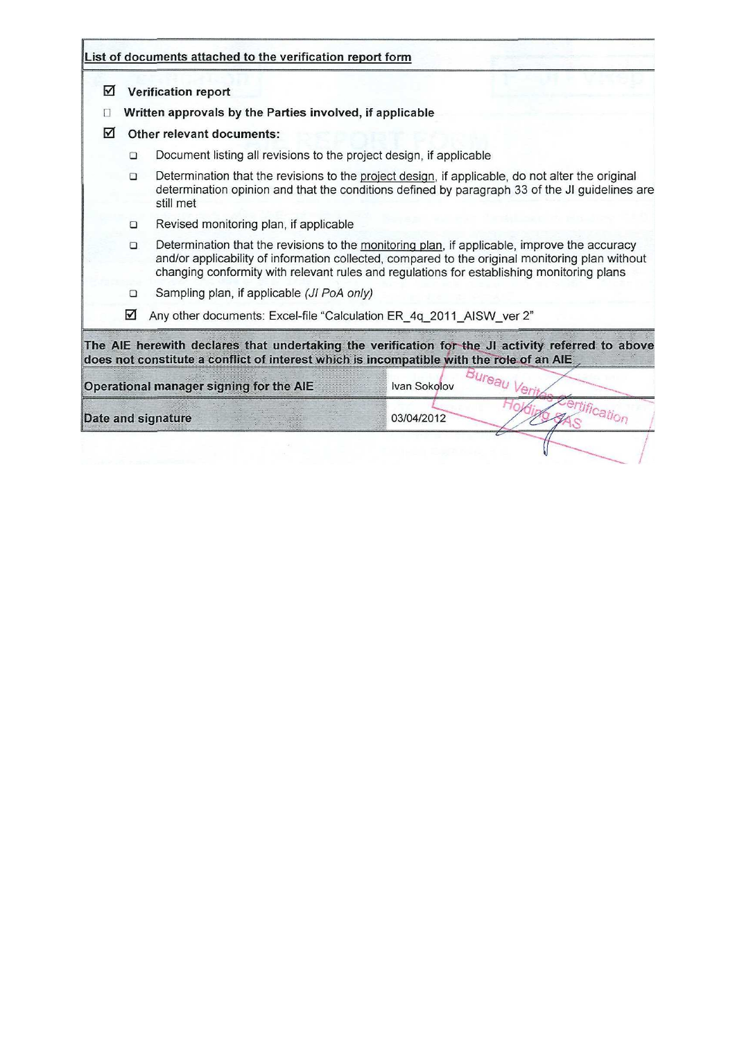**List of documents attached to the verification report form**

- ☑ **Verification report**
- ☐ **Written approvals by the Parties involved, if applicable**
- ☑ **Other relevant documents:**
  - ☐ Document listing all revisions to the project design, if applicable
  - ☐ Determination that the revisions to the project design, if applicable, do not alter the original determination opinion and that the conditions defined by paragraph 33 of the JI guidelines are still met
  - ☐ Revised monitoring plan, if applicable
  - ☐ Determination that the revisions to the monitoring plan, if applicable, improve the accuracy and/or applicability of information collected, compared to the original monitoring plan without changing conformity with relevant rules and regulations for establishing monitoring plans
  - ☐ Sampling plan, if applicable *(JI PoA only)*
  - ☑ Any other documents: Excel-file "Calculation ER_4q_2011_AISW_ver 2"

**The AIE herewith declares that undertaking the verification for the JI activity referred to above does not constitute a conflict of interest which is incompatible with the role of an AIE**

| | |
|---|---|
| **Operational manager signing for the AIE** | Ivan Sokolov |
| **Date and signature** | 03/04/2012 |

Bureau Veritas Certification Holding SAS